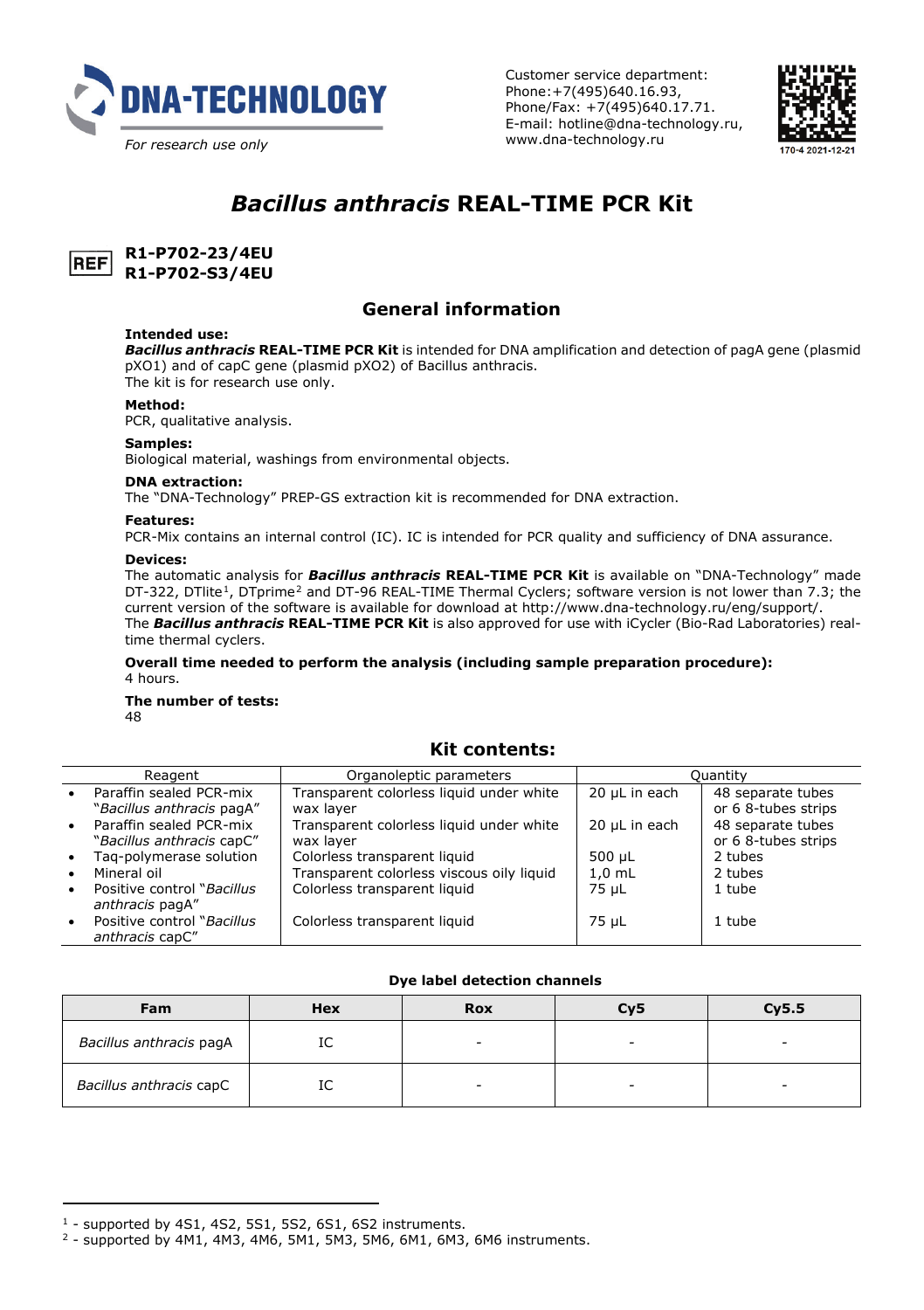DNA-TECHNOLOGY

*For research use only*

Customer service department:
Phone:+7(495)640.16.93,
Phone/Fax: +7(495)640.17.71.
E-mail: hotline@dna-technology.ru,
www.dna-technology.ru

170-4 2021-12-21

# *Bacillus anthracis* REAL-TIME PCR Kit

REF **R1-P702-23/4EU**
**R1-P702-S3/4EU**

## General information

**Intended use:**
***Bacillus anthracis* REAL-TIME PCR Kit** is intended for DNA amplification and detection of pagA gene (plasmid pXO1) and of capC gene (plasmid pXO2) of Bacillus anthracis.
The kit is for research use only.

**Method:**
PCR, qualitative analysis.

**Samples:**
Biological material, washings from environmental objects.

**DNA extraction:**
The "DNA-Technology" PREP-GS extraction kit is recommended for DNA extraction.

**Features:**
PCR-Mix contains an internal control (IC). IC is intended for PCR quality and sufficiency of DNA assurance.

**Devices:**
The automatic analysis for ***Bacillus anthracis* REAL-TIME PCR Kit** is available on "DNA-Technology" made DT-322, DTlite[1], DTprime[2] and DT-96 REAL-TIME Thermal Cyclers; software version is not lower than 7.3; the current version of the software is available for download at http://www.dna-technology.ru/eng/support/.
The ***Bacillus anthracis* REAL-TIME PCR Kit** is also approved for use with iCycler (Bio-Rad Laboratories) real-time thermal cyclers.

**Overall time needed to perform the analysis (including sample preparation procedure):**
4 hours.

**The number of tests:**
48

## Kit contents:

| Reagent | Organoleptic parameters | Quantity | |
|---|---|---|---|
| • Paraffin sealed PCR-mix "*Bacillus anthracis* pagA" | Transparent colorless liquid under white wax layer | 20 µL in each | 48 separate tubes or 6 8-tubes strips |
| • Paraffin sealed PCR-mix "*Bacillus anthracis* capC" | Transparent colorless liquid under white wax layer | 20 µL in each | 48 separate tubes or 6 8-tubes strips |
| • Taq-polymerase solution | Colorless transparent liquid | 500 µL | 2 tubes |
| • Mineral oil | Transparent colorless viscous oily liquid | 1,0 mL | 2 tubes |
| • Positive control "*Bacillus anthracis* pagA" | Colorless transparent liquid | 75 µL | 1 tube |
| • Positive control "*Bacillus anthracis* capC" | Colorless transparent liquid | 75 µL | 1 tube |

**Dye label detection channels**

| Fam | Hex | Rox | Cy5 | Cy5.5 |
|---|---|---|---|---|
| *Bacillus anthracis* pagA | IC | - | - | - |
| *Bacillus anthracis* capC | IC | - | - | - |

[1] - supported by 4S1, 4S2, 5S1, 5S2, 6S1, 6S2 instruments.
[2] - supported by 4M1, 4M3, 4M6, 5M1, 5M3, 5M6, 6M1, 6M3, 6M6 instruments.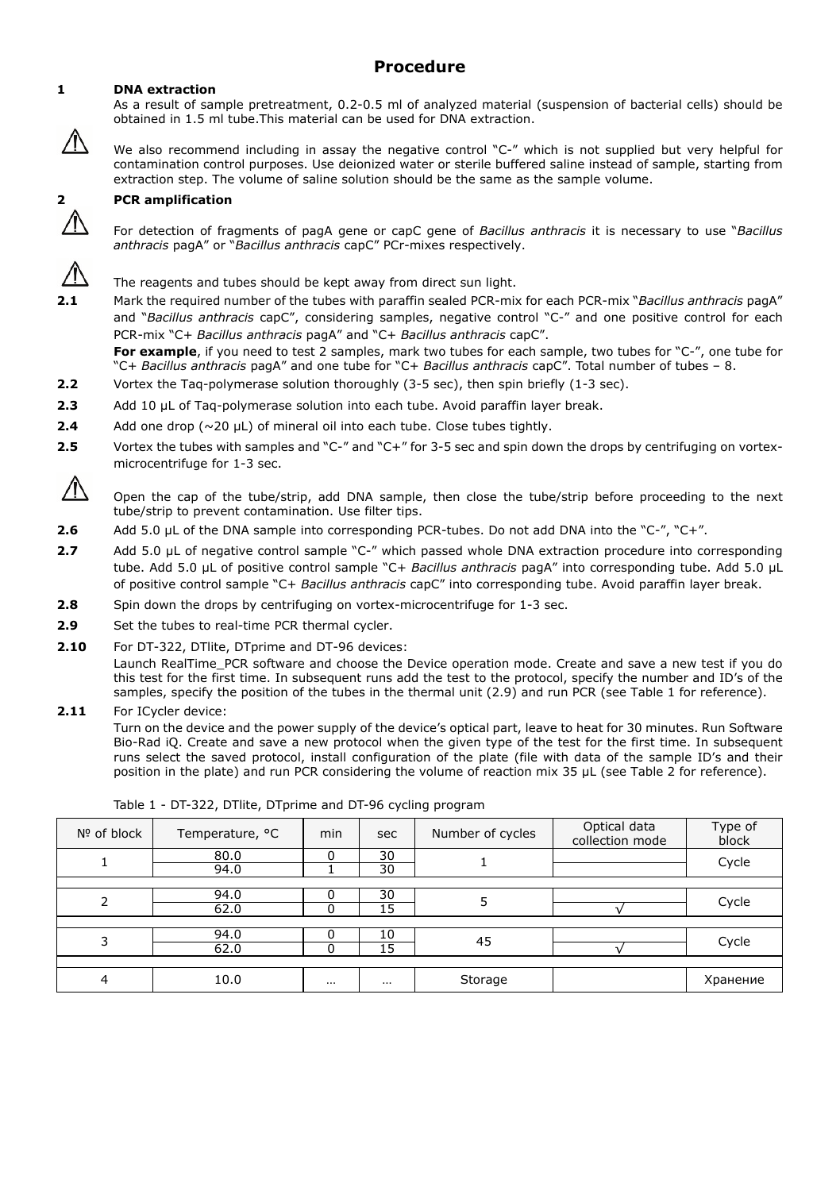# Procedure

## 1 DNA extraction

As a result of sample pretreatment, 0.2-0.5 ml of analyzed material (suspension of bacterial cells) should be obtained in 1.5 ml tube.This material can be used for DNA extraction.

⚠ We also recommend including in assay the negative control "C-" which is not supplied but very helpful for contamination control purposes. Use deionized water or sterile buffered saline instead of sample, starting from extraction step. The volume of saline solution should be the same as the sample volume.

## 2 PCR amplification

⚠ For detection of fragments of pagA gene or capC gene of *Bacillus anthracis* it is necessary to use "*Bacillus anthracis* pagA" or "*Bacillus anthracis* capC" PCr-mixes respectively.

⚠ The reagents and tubes should be kept away from direct sun light.

**2.1** Mark the required number of the tubes with paraffin sealed PCR-mix for each PCR-mix "*Bacillus anthracis* pagA" and "*Bacillus anthracis* capC", considering samples, negative control "C-" and one positive control for each PCR-mix "C+ *Bacillus anthracis* pagA" and "C+ *Bacillus anthracis* capC".

**For example**, if you need to test 2 samples, mark two tubes for each sample, two tubes for "C-", one tube for "C+ *Bacillus anthracis* pagA" and one tube for "C+ *Bacillus anthracis* capC". Total number of tubes – 8.

**2.2** Vortex the Taq-polymerase solution thoroughly (3-5 sec), then spin briefly (1-3 sec).

**2.3** Add 10 µL of Taq-polymerase solution into each tube. Avoid paraffin layer break.

**2.4** Add one drop (~20 µL) of mineral oil into each tube. Close tubes tightly.

**2.5** Vortex the tubes with samples and "C-" and "C+" for 3-5 sec and spin down the drops by centrifuging on vortex-microcentrifuge for 1-3 sec.

⚠ Open the cap of the tube/strip, add DNA sample, then close the tube/strip before proceeding to the next tube/strip to prevent contamination. Use filter tips.

**2.6** Add 5.0 µL of the DNA sample into corresponding PCR-tubes. Do not add DNA into the "C-", "C+".

**2.7** Add 5.0 µL of negative control sample "C-" which passed whole DNA extraction procedure into corresponding tube. Add 5.0 µL of positive control sample "C+ *Bacillus anthracis* pagA" into corresponding tube. Add 5.0 µL of positive control sample "C+ *Bacillus anthracis* capC" into corresponding tube. Avoid paraffin layer break.

**2.8** Spin down the drops by centrifuging on vortex-microcentrifuge for 1-3 sec.

**2.9** Set the tubes to real-time PCR thermal cycler.

**2.10** For DT-322, DTlite, DTprime and DT-96 devices:

Launch RealTime_PCR software and choose the Device operation mode. Create and save a new test if you do this test for the first time. In subsequent runs add the test to the protocol, specify the number and ID's of the samples, specify the position of the tubes in the thermal unit (2.9) and run PCR (see Table 1 for reference).

**2.11** For ICycler device:

Turn on the device and the power supply of the device's optical part, leave to heat for 30 minutes. Run Software Bio-Rad iQ. Create and save a new protocol when the given type of the test for the first time. In subsequent runs select the saved protocol, install configuration of the plate (file with data of the sample ID's and their position in the plate) and run PCR considering the volume of reaction mix 35 µL (see Table 2 for reference).

Table 1 - DT-322, DTlite, DTprime and DT-96 cycling program

| № of block | Temperature, °C | min | sec | Number of cycles | Optical data collection mode | Type of block |
|---|---|---|---|---|---|---|
| 1 | 80.0 | 0 | 30 | 1 | | Cycle |
| | 94.0 | 1 | 30 | | | |
| 2 | 94.0 | 0 | 30 | 5 | | Cycle |
| | 62.0 | 0 | 15 | | √ | |
| 3 | 94.0 | 0 | 10 | 45 | | Cycle |
| | 62.0 | 0 | 15 | | √ | |
| 4 | 10.0 | … | … | Storage | | Хранение |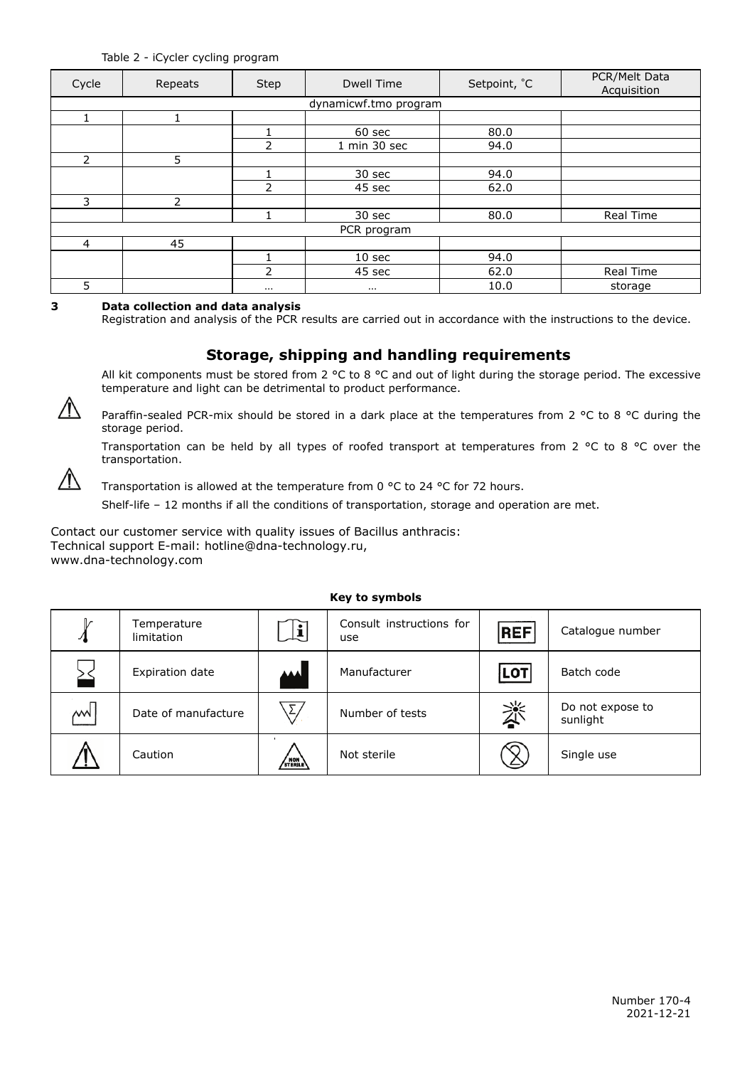Table 2 - iCycler cycling program

| Cycle | Repeats | Step | Dwell Time | Setpoint, ˚C | PCR/Melt Data Acquisition |
|---|---|---|---|---|---|
| dynamicwf.tmo program | | | | | |
| 1 | 1 | | | | |
| | | 1 | 60 sec | 80.0 | |
| | | 2 | 1 min 30 sec | 94.0 | |
| 2 | 5 | | | | |
| | | 1 | 30 sec | 94.0 | |
| | | 2 | 45 sec | 62.0 | |
| 3 | 2 | | | | |
| | | 1 | 30 sec | 80.0 | Real Time |
| PCR program | | | | | |
| 4 | 45 | | | | |
| | | 1 | 10 sec | 94.0 | |
| | | 2 | 45 sec | 62.0 | Real Time |
| 5 | | … | … | 10.0 | storage |

**3 Data collection and data analysis**

Registration and analysis of the PCR results are carried out in accordance with the instructions to the device.

## Storage, shipping and handling requirements

All kit components must be stored from 2 °C to 8 °C and out of light during the storage period. The excessive temperature and light can be detrimental to product performance.

Paraffin-sealed PCR-mix should be stored in a dark place at the temperatures from 2 °C to 8 °C during the storage period.

Transportation can be held by all types of roofed transport at temperatures from 2 °C to 8 °C over the transportation.

Transportation is allowed at the temperature from 0 °C to 24 °C for 72 hours.

Shelf-life – 12 months if all the conditions of transportation, storage and operation are met.

Contact our customer service with quality issues of Bacillus anthracis:
Technical support E-mail: hotline@dna-technology.ru,
www.dna-technology.com

**Key to symbols**

| | | | | | |
|---|---|---|---|---|---|
| | Temperature limitation | | Consult instructions for use | REF | Catalogue number |
| | Expiration date | | Manufacturer | LOT | Batch code |
| | Date of manufacture | | Number of tests | | Do not expose to sunlight |
| | Caution | NON STERILE | Not sterile | | Single use |

Number 170-4
2021-12-21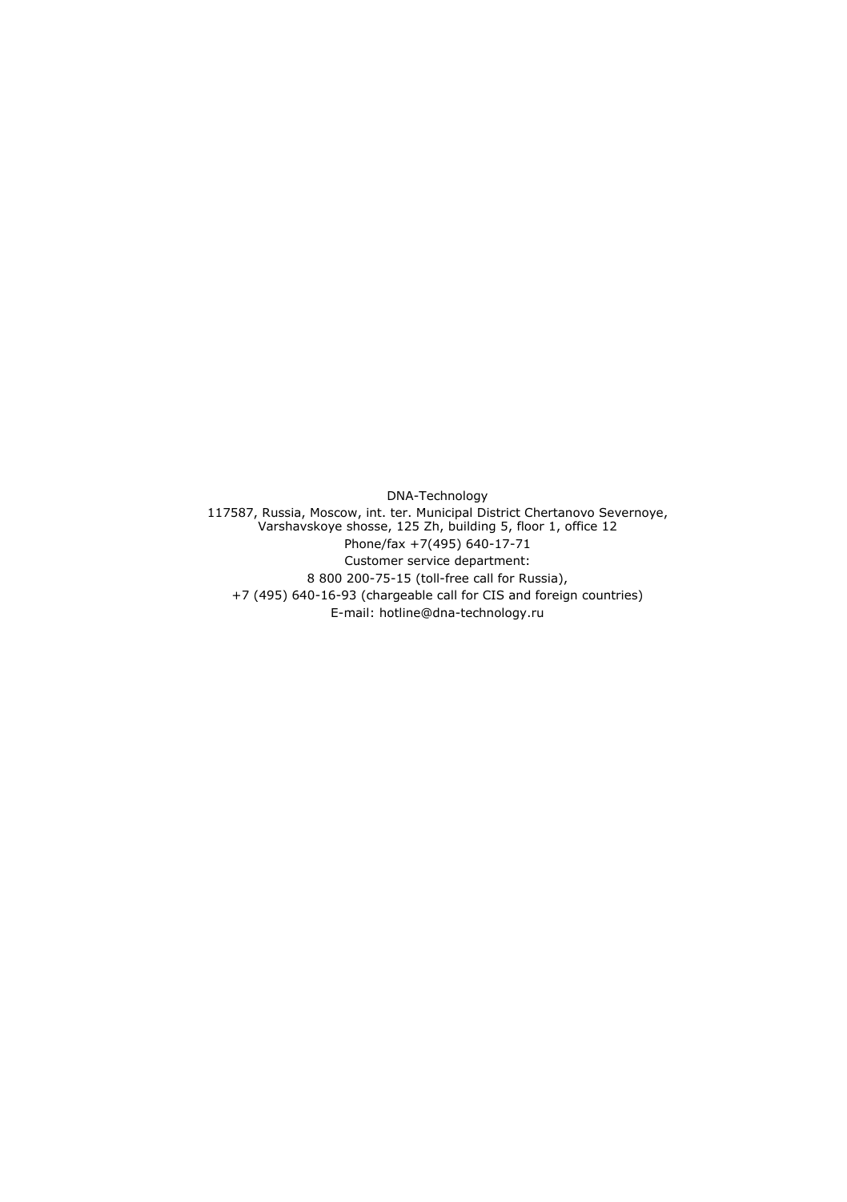DNA-Technology

117587, Russia, Moscow, int. ter. Municipal District Chertanovo Severnoye, Varshavskoye shosse, 125 Zh, building 5, floor 1, office 12

Phone/fax +7(495) 640-17-71

Customer service department:

8 800 200-75-15 (toll-free call for Russia),

+7 (495) 640-16-93 (chargeable call for CIS and foreign countries)

E-mail: hotline@dna-technology.ru